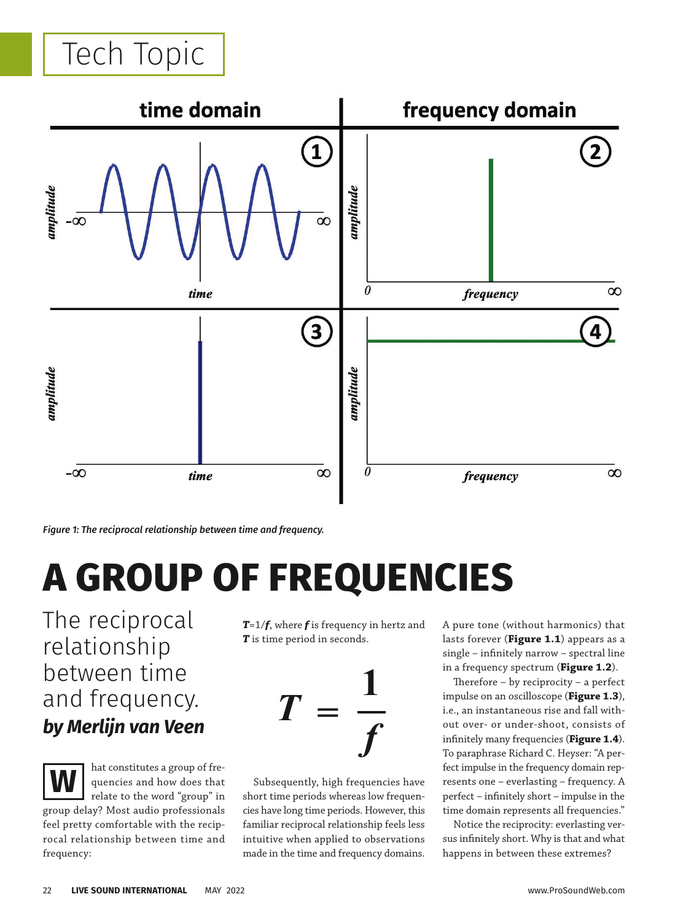Tech Topic

Figure 1: The reciprocal relationship between time and frequency.

# A GROUP OF FREQUENCIES

## The reciprocal relationship between time and frequency.

### *by Merlijn van Veen*

What constitutes a group of frequencies and how does that relate to the word "group" in group delay? Most audio professionals feel pretty comfortable with the reciprocal relationship between time and frequency:

$T$=1/$f$, where $f$ is frequency in hertz and $T$ is time period in seconds.

$$T = \frac{1}{f}$$

Subsequently, high frequencies have short time periods whereas low frequencies have long time periods. However, this familiar reciprocal relationship feels less intuitive when applied to observations made in the time and frequency domains.

A pure tone (without harmonics) that lasts forever (**Figure 1.1**) appears as a single – infinitely narrow – spectral line in a frequency spectrum (**Figure 1.2**).

Therefore – by reciprocity – a perfect impulse on an oscilloscope (**Figure 1.3**), i.e., an instantaneous rise and fall without over- or under-shoot, consists of infinitely many frequencies (**Figure 1.4**). To paraphrase Richard C. Heyser: "A perfect impulse in the frequency domain represents one – everlasting – frequency. A perfect – infinitely short – impulse in the time domain represents all frequencies."

Notice the reciprocity: everlasting versus infinitely short. Why is that and what happens in between these extremes?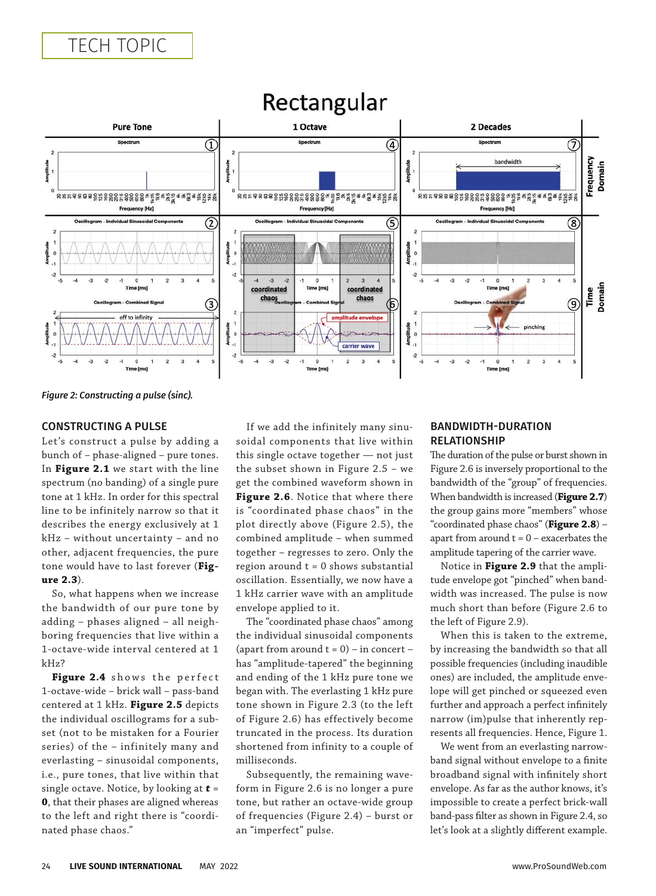Figure 2: Constructing a pulse (sinc).

## CONSTRUCTING A PULSE

Let's construct a pulse by adding a bunch of – phase-aligned – pure tones. In **Figure 2.1** we start with the line spectrum (no banding) of a single pure tone at 1 kHz. In order for this spectral line to be infinitely narrow so that it describes the energy exclusively at 1 kHz – without uncertainty – and no other, adjacent frequencies, the pure tone would have to last forever (**Figure 2.3**).

So, what happens when we increase the bandwidth of our pure tone by adding – phases aligned – all neighboring frequencies that live within a 1-octave-wide interval centered at 1 kHz?

**Figure 2.4** shows the perfect 1-octave-wide – brick wall – pass-band centered at 1 kHz. **Figure 2.5** depicts the individual oscillograms for a subset (not to be mistaken for a Fourier series) of the – infinitely many and everlasting – sinusoidal components, i.e., pure tones, that live within that single octave. Notice, by looking at ***t* = 0**, that their phases are aligned whereas to the left and right there is "coordinated phase chaos."

If we add the infinitely many sinusoidal components that live within this single octave together — not just the subset shown in Figure 2.5 – we get the combined waveform shown in **Figure 2.6**. Notice that where there is "coordinated phase chaos" in the plot directly above (Figure 2.5), the combined amplitude – when summed together – regresses to zero. Only the region around t = 0 shows substantial oscillation. Essentially, we now have a 1 kHz carrier wave with an amplitude envelope applied to it.

The "coordinated phase chaos" among the individual sinusoidal components (apart from around t = 0) – in concert – has "amplitude-tapered" the beginning and ending of the 1 kHz pure tone we began with. The everlasting 1 kHz pure tone shown in Figure 2.3 (to the left of Figure 2.6) has effectively become truncated in the process. Its duration shortened from infinity to a couple of milliseconds.

Subsequently, the remaining waveform in Figure 2.6 is no longer a pure tone, but rather an octave-wide group of frequencies (Figure 2.4) – burst or an "imperfect" pulse.

## BANDWIDTH-DURATION RELATIONSHIP

The duration of the pulse or burst shown in Figure 2.6 is inversely proportional to the bandwidth of the "group" of frequencies. When bandwidth is increased (**Figure 2.7**) the group gains more "members" whose "coordinated phase chaos" (**Figure 2.8**) – apart from around t = 0 – exacerbates the amplitude tapering of the carrier wave.

Notice in **Figure 2.9** that the amplitude envelope got "pinched" when bandwidth was increased. The pulse is now much short than before (Figure 2.6 to the left of Figure 2.9).

When this is taken to the extreme, by increasing the bandwidth so that all possible frequencies (including inaudible ones) are included, the amplitude envelope will get pinched or squeezed even further and approach a perfect infinitely narrow (im)pulse that inherently represents all frequencies. Hence, Figure 1.

We went from an everlasting narrowband signal without envelope to a finite broadband signal with infinitely short envelope. As far as the author knows, it's impossible to create a perfect brick-wall band-pass filter as shown in Figure 2.4, so let's look at a slightly different example.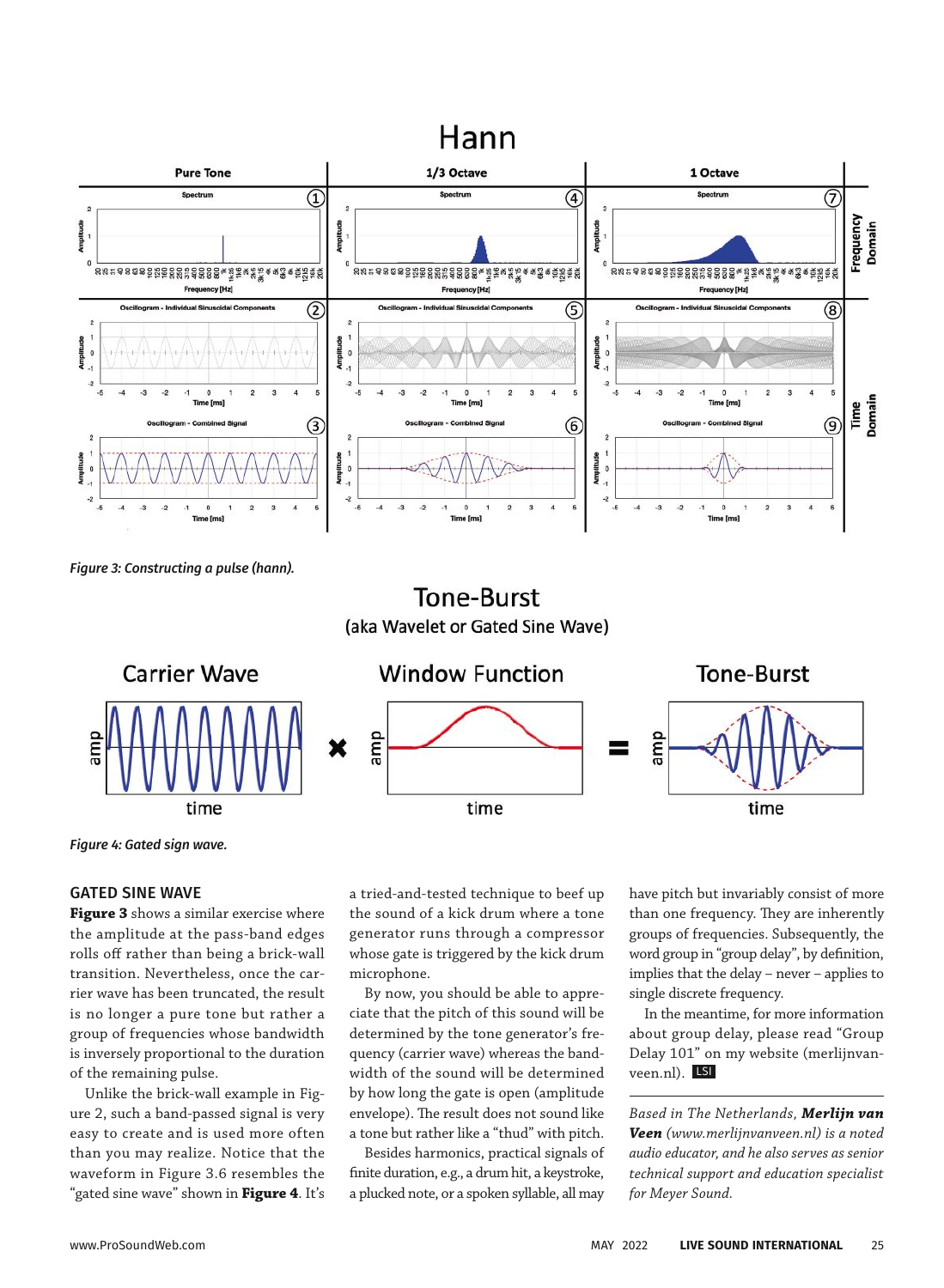# Hann

Pure Tone | 1/3 Octave | 1 Octave

Spectrum ① ④ ⑦

Frequency Domain

Oscillogram - Individual Sinusoidal Components ② ⑤ ⑧

Oscillogram - Combined Signal ③ ⑥ ⑨

Time Domain

*Figure 3: Constructing a pulse (hann).*

# Tone-Burst

(aka Wavelet or Gated Sine Wave)

Carrier Wave × Window Function = Tone-Burst

*Figure 4: Gated sign wave.*

### GATED SINE WAVE

**Figure 3** shows a similar exercise where the amplitude at the pass-band edges rolls off rather than being a brick-wall transition. Nevertheless, once the carrier wave has been truncated, the result is no longer a pure tone but rather a group of frequencies whose bandwidth is inversely proportional to the duration of the remaining pulse.

Unlike the brick-wall example in Figure 2, such a band-passed signal is very easy to create and is used more often than you may realize. Notice that the waveform in Figure 3.6 resembles the "gated sine wave" shown in **Figure 4**. It's a tried-and-tested technique to beef up the sound of a kick drum where a tone generator runs through a compressor whose gate is triggered by the kick drum microphone.

By now, you should be able to appreciate that the pitch of this sound will be determined by the tone generator's frequency (carrier wave) whereas the bandwidth of the sound will be determined by how long the gate is open (amplitude envelope). The result does not sound like a tone but rather like a "thud" with pitch.

Besides harmonics, practical signals of finite duration, e.g., a drum hit, a keystroke, a plucked note, or a spoken syllable, all may have pitch but invariably consist of more than one frequency. They are inherently groups of frequencies. Subsequently, the word group in "group delay", by definition, implies that the delay – never – applies to single discrete frequency.

In the meantime, for more information about group delay, please read "Group Delay 101" on my website (merlijnvanveen.nl). LSI

---

*Based in The Netherlands, **Merlijn van Veen** (www.merlijnvanveen.nl) is a noted audio educator, and he also serves as senior technical support and education specialist for Meyer Sound.*